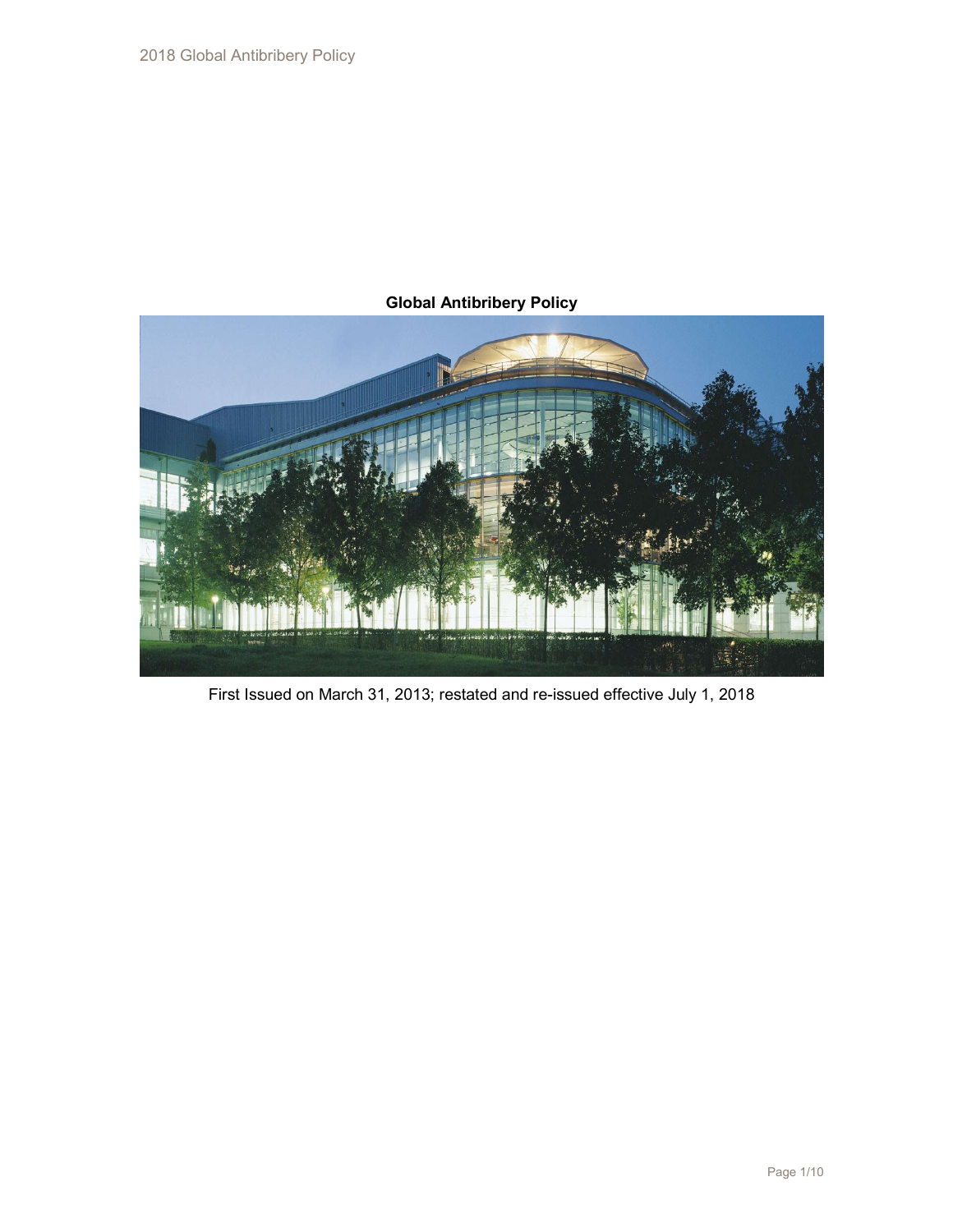# Global Antibribery Policy

First Issued on March 31, 2013; restated and re-issued effective July 1, 2018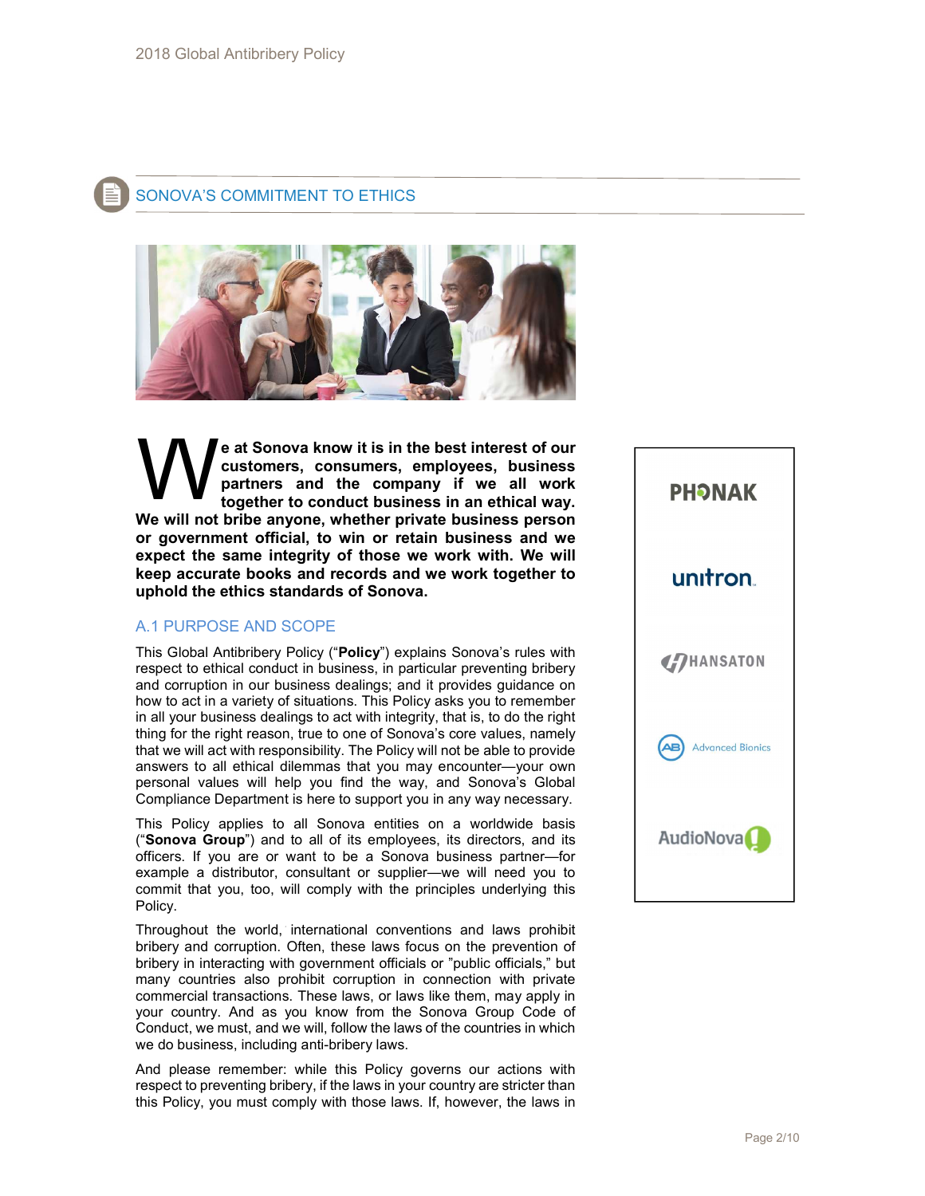## SONOVA'S COMMITMENT TO ETHICS

**We at Sonova know it is in the best interest of our customers, consumers, employees, business partners and the company if we all work together to conduct business in an ethical way. We will not bribe anyone, whether private business person or government official, to win or retain business and we expect the same integrity of those we work with. We will keep accurate books and records and we work together to uphold the ethics standards of Sonova.**

### A.1 PURPOSE AND SCOPE

This Global Antibribery Policy ("**Policy**") explains Sonova's rules with respect to ethical conduct in business, in particular preventing bribery and corruption in our business dealings; and it provides guidance on how to act in a variety of situations. This Policy asks you to remember in all your business dealings to act with integrity, that is, to do the right thing for the right reason, true to one of Sonova's core values, namely that we will act with responsibility. The Policy will not be able to provide answers to all ethical dilemmas that you may encounter—your own personal values will help you find the way, and Sonova's Global Compliance Department is here to support you in any way necessary.

This Policy applies to all Sonova entities on a worldwide basis ("**Sonova Group**") and to all of its employees, its directors, and its officers. If you are or want to be a Sonova business partner—for example a distributor, consultant or supplier—we will need you to commit that you, too, will comply with the principles underlying this Policy.

Throughout the world, international conventions and laws prohibit bribery and corruption. Often, these laws focus on the prevention of bribery in interacting with government officials or "public officials," but many countries also prohibit corruption in connection with private commercial transactions. These laws, or laws like them, may apply in your country. And as you know from the Sonova Group Code of Conduct, we must, and we will, follow the laws of the countries in which we do business, including anti-bribery laws.

And please remember: while this Policy governs our actions with respect to preventing bribery, if the laws in your country are stricter than this Policy, you must comply with those laws. If, however, the laws in

PHONAK

unitron

HANSATON

Advanced Bionics

AudioNova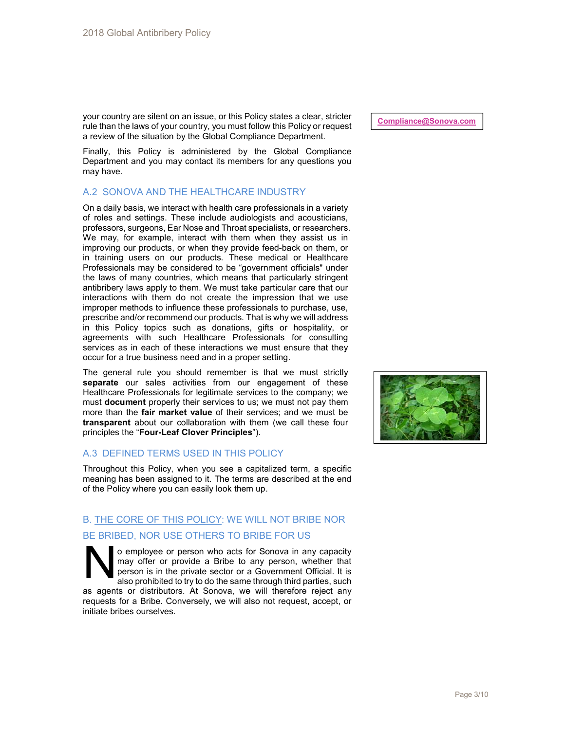your country are silent on an issue, or this Policy states a clear, stricter rule than the laws of your country, you must follow this Policy or request a review of the situation by the Global Compliance Department.

Finally, this Policy is administered by the Global Compliance Department and you may contact its members for any questions you may have.

**Compliance@Sonova.com**

## A.2 SONOVA AND THE HEALTHCARE INDUSTRY

On a daily basis, we interact with health care professionals in a variety of roles and settings. These include audiologists and acousticians, professors, surgeons, Ear Nose and Throat specialists, or researchers. We may, for example, interact with them when they assist us in improving our products, or when they provide feed-back on them, or in training users on our products. These medical or Healthcare Professionals may be considered to be "government officials" under the laws of many countries, which means that particularly stringent antibribery laws apply to them. We must take particular care that our interactions with them do not create the impression that we use improper methods to influence these professionals to purchase, use, prescribe and/or recommend our products. That is why we will address in this Policy topics such as donations, gifts or hospitality, or agreements with such Healthcare Professionals for consulting services as in each of these interactions we must ensure that they occur for a true business need and in a proper setting.

The general rule you should remember is that we must strictly **separate** our sales activities from our engagement of these Healthcare Professionals for legitimate services to the company; we must **document** properly their services to us; we must not pay them more than the **fair market value** of their services; and we must be **transparent** about our collaboration with them (we call these four principles the "**Four-Leaf Clover Principles**").

## A.3 DEFINED TERMS USED IN THIS POLICY

Throughout this Policy, when you see a capitalized term, a specific meaning has been assigned to it. The terms are described at the end of the Policy where you can easily look them up.

## B. THE CORE OF THIS POLICY: WE WILL NOT BRIBE NOR BE BRIBED, NOR USE OTHERS TO BRIBE FOR US

No employee or person who acts for Sonova in any capacity may offer or provide a Bribe to any person, whether that person is in the private sector or a Government Official. It is also prohibited to try to do the same through third parties, such as agents or distributors. At Sonova, we will therefore reject any requests for a Bribe. Conversely, we will also not request, accept, or initiate bribes ourselves.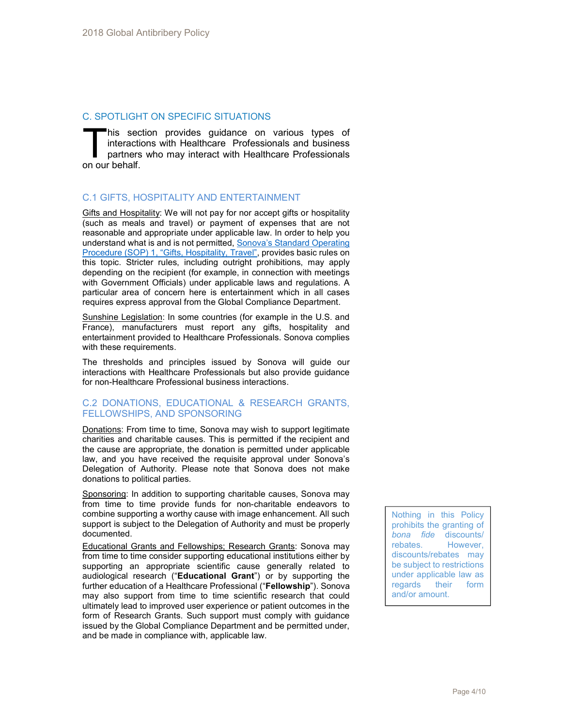## C. SPOTLIGHT ON SPECIFIC SITUATIONS

This section provides guidance on various types of interactions with Healthcare Professionals and business partners who may interact with Healthcare Professionals on our behalf.

### C.1 GIFTS, HOSPITALITY AND ENTERTAINMENT

Gifts and Hospitality: We will not pay for nor accept gifts or hospitality (such as meals and travel) or payment of expenses that are not reasonable and appropriate under applicable law. In order to help you understand what is and is not permitted, Sonova's Standard Operating Procedure (SOP) 1, "Gifts, Hospitality, Travel", provides basic rules on this topic. Stricter rules, including outright prohibitions, may apply depending on the recipient (for example, in connection with meetings with Government Officials) under applicable laws and regulations. A particular area of concern here is entertainment which in all cases requires express approval from the Global Compliance Department.

Sunshine Legislation: In some countries (for example in the U.S. and France), manufacturers must report any gifts, hospitality and entertainment provided to Healthcare Professionals. Sonova complies with these requirements.

The thresholds and principles issued by Sonova will guide our interactions with Healthcare Professionals but also provide guidance for non-Healthcare Professional business interactions.

### C.2 DONATIONS, EDUCATIONAL & RESEARCH GRANTS, FELLOWSHIPS, AND SPONSORING

Donations: From time to time, Sonova may wish to support legitimate charities and charitable causes. This is permitted if the recipient and the cause are appropriate, the donation is permitted under applicable law, and you have received the requisite approval under Sonova's Delegation of Authority. Please note that Sonova does not make donations to political parties.

Sponsoring: In addition to supporting charitable causes, Sonova may from time to time provide funds for non-charitable endeavors to combine supporting a worthy cause with image enhancement. All such support is subject to the Delegation of Authority and must be properly documented.

Educational Grants and Fellowships; Research Grants: Sonova may from time to time consider supporting educational institutions either by supporting an appropriate scientific cause generally related to audiological research ("**Educational Grant**") or by supporting the further education of a Healthcare Professional ("**Fellowship**"). Sonova may also support from time to time scientific research that could ultimately lead to improved user experience or patient outcomes in the form of Research Grants. Such support must comply with guidance issued by the Global Compliance Department and be permitted under, and be made in compliance with, applicable law.

> Nothing in this Policy prohibits the granting of *bona fide* discounts/ rebates. However, discounts/rebates may be subject to restrictions under applicable law as regards their form and/or amount.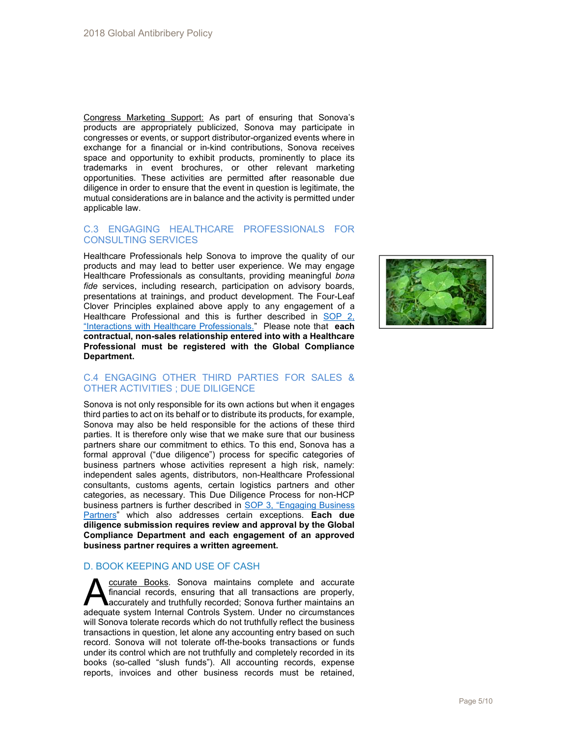Congress Marketing Support: As part of ensuring that Sonova's products are appropriately publicized, Sonova may participate in congresses or events, or support distributor-organized events where in exchange for a financial or in-kind contributions, Sonova receives space and opportunity to exhibit products, prominently to place its trademarks in event brochures, or other relevant marketing opportunities. These activities are permitted after reasonable due diligence in order to ensure that the event in question is legitimate, the mutual considerations are in balance and the activity is permitted under applicable law.

### C.3 ENGAGING HEALTHCARE PROFESSIONALS FOR CONSULTING SERVICES

Healthcare Professionals help Sonova to improve the quality of our products and may lead to better user experience. We may engage Healthcare Professionals as consultants, providing meaningful *bona fide* services, including research, participation on advisory boards, presentations at trainings, and product development. The Four-Leaf Clover Principles explained above apply to any engagement of a Healthcare Professional and this is further described in SOP 2, "Interactions with Healthcare Professionals." Please note that **each contractual, non-sales relationship entered into with a Healthcare Professional must be registered with the Global Compliance Department.**

### C.4 ENGAGING OTHER THIRD PARTIES FOR SALES & OTHER ACTIVITIES ; DUE DILIGENCE

Sonova is not only responsible for its own actions but when it engages third parties to act on its behalf or to distribute its products, for example, Sonova may also be held responsible for the actions of these third parties. It is therefore only wise that we make sure that our business partners share our commitment to ethics. To this end, Sonova has a formal approval ("due diligence") process for specific categories of business partners whose activities represent a high risk, namely: independent sales agents, distributors, non-Healthcare Professional consultants, customs agents, certain logistics partners and other categories, as necessary. This Due Diligence Process for non-HCP business partners is further described in SOP 3, "Engaging Business Partners" which also addresses certain exceptions. **Each due diligence submission requires review and approval by the Global Compliance Department and each engagement of an approved business partner requires a written agreement.**

## D. BOOK KEEPING AND USE OF CASH

Accurate Books. Sonova maintains complete and accurate financial records, ensuring that all transactions are properly, accurately and truthfully recorded; Sonova further maintains an adequate system Internal Controls System. Under no circumstances will Sonova tolerate records which do not truthfully reflect the business transactions in question, let alone any accounting entry based on such record. Sonova will not tolerate off-the-books transactions or funds under its control which are not truthfully and completely recorded in its books (so-called "slush funds"). All accounting records, expense reports, invoices and other business records must be retained,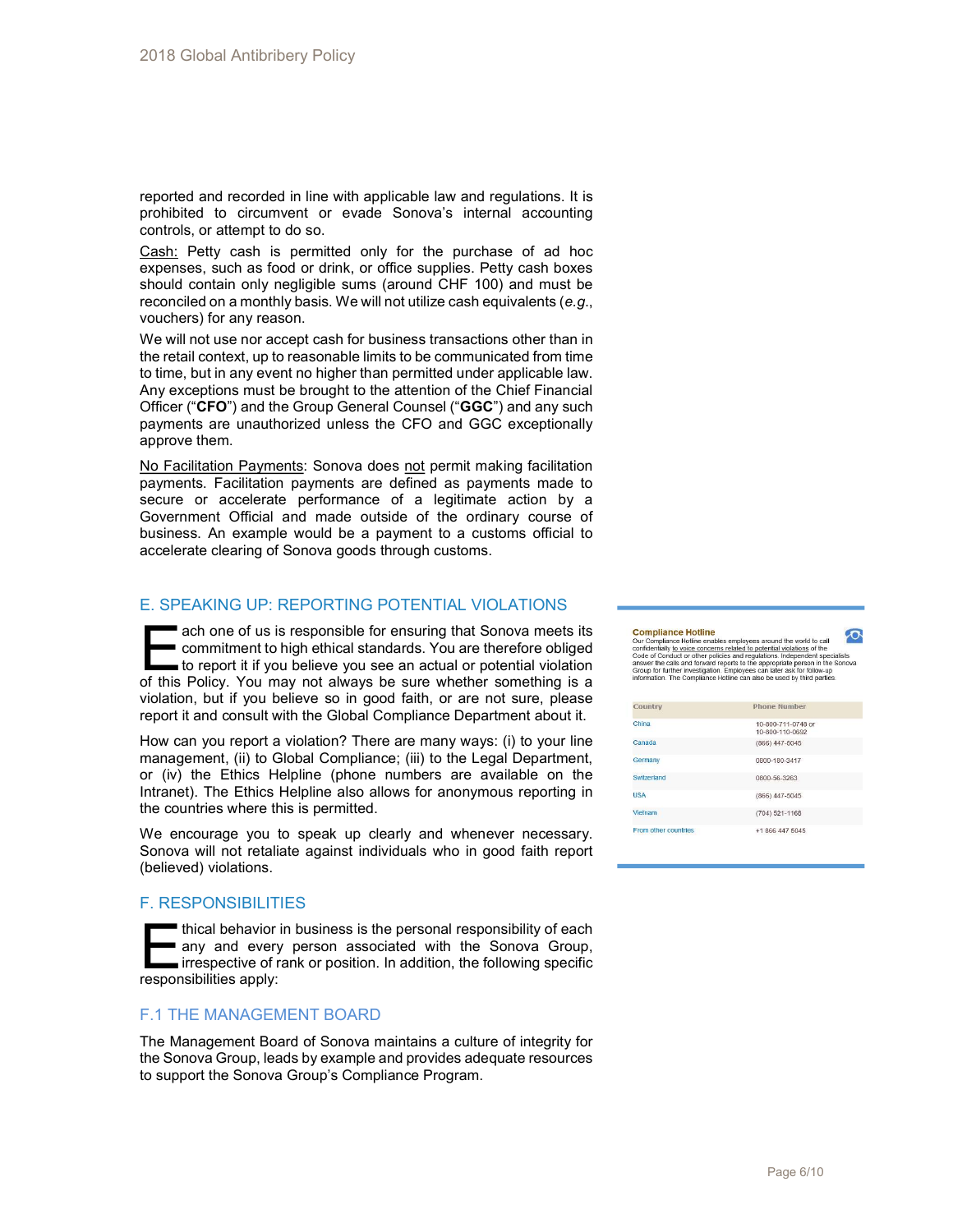reported and recorded in line with applicable law and regulations. It is prohibited to circumvent or evade Sonova's internal accounting controls, or attempt to do so.

Cash: Petty cash is permitted only for the purchase of ad hoc expenses, such as food or drink, or office supplies. Petty cash boxes should contain only negligible sums (around CHF 100) and must be reconciled on a monthly basis. We will not utilize cash equivalents (*e.g.*, vouchers) for any reason.

We will not use nor accept cash for business transactions other than in the retail context, up to reasonable limits to be communicated from time to time, but in any event no higher than permitted under applicable law. Any exceptions must be brought to the attention of the Chief Financial Officer ("**CFO**") and the Group General Counsel ("**GGC**") and any such payments are unauthorized unless the CFO and GGC exceptionally approve them.

No Facilitation Payments: Sonova does not permit making facilitation payments. Facilitation payments are defined as payments made to secure or accelerate performance of a legitimate action by a Government Official and made outside of the ordinary course of business. An example would be a payment to a customs official to accelerate clearing of Sonova goods through customs.

## E. SPEAKING UP: REPORTING POTENTIAL VIOLATIONS

Each one of us is responsible for ensuring that Sonova meets its commitment to high ethical standards. You are therefore obliged to report it if you believe you see an actual or potential violation of this Policy. You may not always be sure whether something is a violation, but if you believe so in good faith, or are not sure, please report it and consult with the Global Compliance Department about it.

How can you report a violation? There are many ways: (i) to your line management, (ii) to Global Compliance; (iii) to the Legal Department, or (iv) the Ethics Helpline (phone numbers are available on the Intranet). The Ethics Helpline also allows for anonymous reporting in the countries where this is permitted.

We encourage you to speak up clearly and whenever necessary. Sonova will not retaliate against individuals who in good faith report (believed) violations.

**Compliance Hotline**

Our Compliance Hotline enables employees around the world to call confidentially to voice concerns related to potential violations of the Code of Conduct or other policies and regulations. Independent specialists answer the calls and forward reports to the appropriate person in the Sonova Group for further investigation. Employees can later ask for follow-up information. The Compliance Hotline can also be used by third parties.

| Country | Phone Number |
|---|---|
| China | 10-800-711-0748 or 10-800-110-0692 |
| Canada | (866) 447-5045 |
| Germany | 0800-180-3417 |
| Switzerland | 0800-56-3263 |
| USA | (866) 447-5045 |
| Vietnam | (704) 521-1168 |
| From other countries | +1 866 447 5045 |

## F. RESPONSIBILITIES

Ethical behavior in business is the personal responsibility of each any and every person associated with the Sonova Group, irrespective of rank or position. In addition, the following specific responsibilities apply:

### F.1 THE MANAGEMENT BOARD

The Management Board of Sonova maintains a culture of integrity for the Sonova Group, leads by example and provides adequate resources to support the Sonova Group's Compliance Program.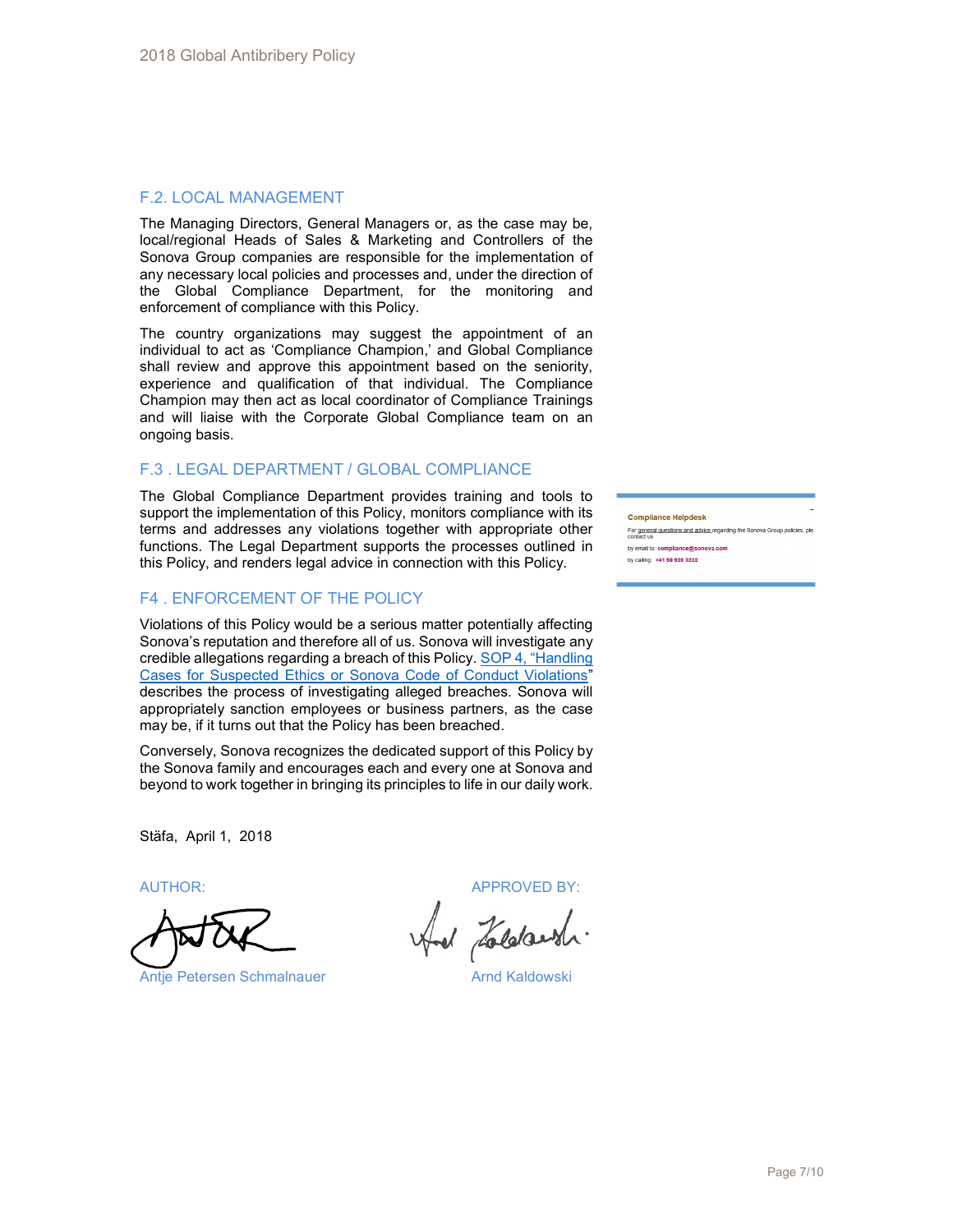## F.2. LOCAL MANAGEMENT

The Managing Directors, General Managers or, as the case may be, local/regional Heads of Sales & Marketing and Controllers of the Sonova Group companies are responsible for the implementation of any necessary local policies and processes and, under the direction of the Global Compliance Department, for the monitoring and enforcement of compliance with this Policy.

The country organizations may suggest the appointment of an individual to act as 'Compliance Champion,' and Global Compliance shall review and approve this appointment based on the seniority, experience and qualification of that individual. The Compliance Champion may then act as local coordinator of Compliance Trainings and will liaise with the Corporate Global Compliance team on an ongoing basis.

## F.3 . LEGAL DEPARTMENT / GLOBAL COMPLIANCE

The Global Compliance Department provides training and tools to support the implementation of this Policy, monitors compliance with its terms and addresses any violations together with appropriate other functions. The Legal Department supports the processes outlined in this Policy, and renders legal advice in connection with this Policy.

**Compliance Helpdesk**

For general questions and advice regarding the Sonova Group policies, please contact us

by email to: compliance@sonova.com

by calling: +41 58 928 3232

## F4 . ENFORCEMENT OF THE POLICY

Violations of this Policy would be a serious matter potentially affecting Sonova's reputation and therefore all of us. Sonova will investigate any credible allegations regarding a breach of this Policy. SOP 4, "Handling Cases for Suspected Ethics or Sonova Code of Conduct Violations" describes the process of investigating alleged breaches. Sonova will appropriately sanction employees or business partners, as the case may be, if it turns out that the Policy has been breached.

Conversely, Sonova recognizes the dedicated support of this Policy by the Sonova family and encourages each and every one at Sonova and beyond to work together in bringing its principles to life in our daily work.

Stäfa, April 1, 2018

AUTHOR: Antje Petersen Schmalnauer

APPROVED BY: Arnd Kaldowski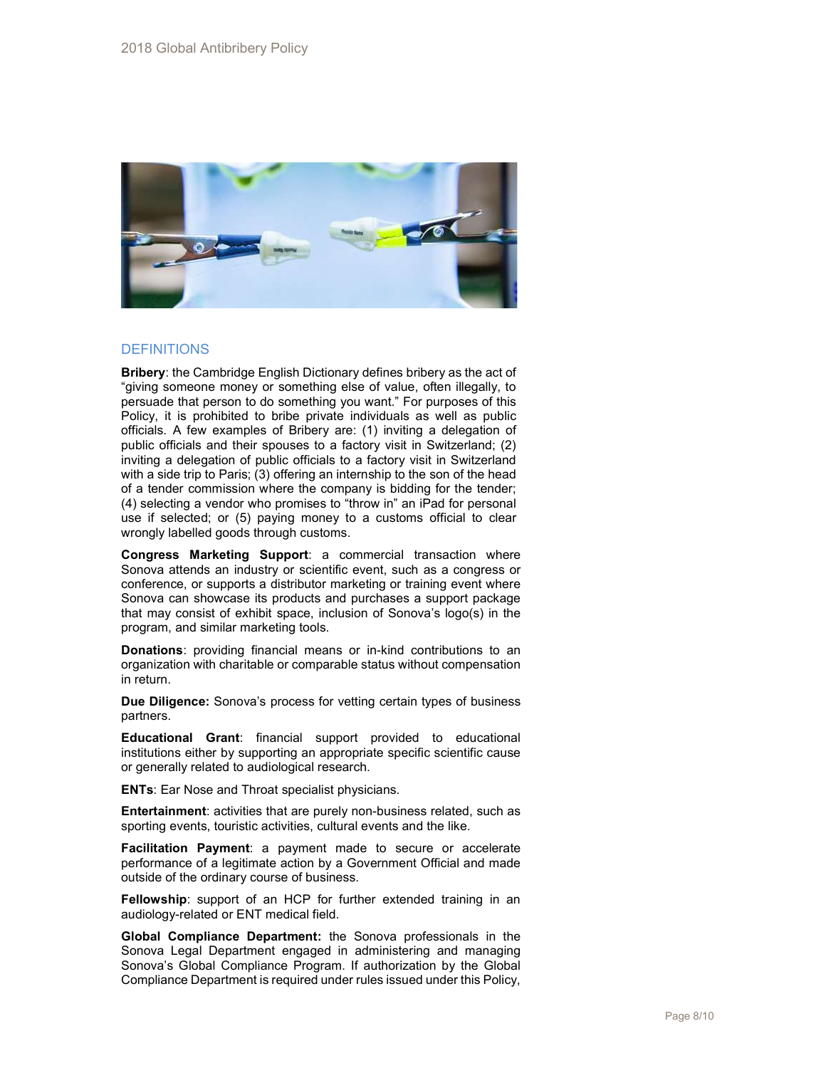## DEFINITIONS

**Bribery**: the Cambridge English Dictionary defines bribery as the act of "giving someone money or something else of value, often illegally, to persuade that person to do something you want." For purposes of this Policy, it is prohibited to bribe private individuals as well as public officials. A few examples of Bribery are: (1) inviting a delegation of public officials and their spouses to a factory visit in Switzerland; (2) inviting a delegation of public officials to a factory visit in Switzerland with a side trip to Paris; (3) offering an internship to the son of the head of a tender commission where the company is bidding for the tender; (4) selecting a vendor who promises to "throw in" an iPad for personal use if selected; or (5) paying money to a customs official to clear wrongly labelled goods through customs.

**Congress Marketing Support**: a commercial transaction where Sonova attends an industry or scientific event, such as a congress or conference, or supports a distributor marketing or training event where Sonova can showcase its products and purchases a support package that may consist of exhibit space, inclusion of Sonova's logo(s) in the program, and similar marketing tools.

**Donations**: providing financial means or in-kind contributions to an organization with charitable or comparable status without compensation in return.

**Due Diligence:** Sonova's process for vetting certain types of business partners.

**Educational Grant**: financial support provided to educational institutions either by supporting an appropriate specific scientific cause or generally related to audiological research.

**ENTs**: Ear Nose and Throat specialist physicians.

**Entertainment**: activities that are purely non-business related, such as sporting events, touristic activities, cultural events and the like.

**Facilitation Payment**: a payment made to secure or accelerate performance of a legitimate action by a Government Official and made outside of the ordinary course of business.

**Fellowship**: support of an HCP for further extended training in an audiology-related or ENT medical field.

**Global Compliance Department:** the Sonova professionals in the Sonova Legal Department engaged in administering and managing Sonova's Global Compliance Program. If authorization by the Global Compliance Department is required under rules issued under this Policy,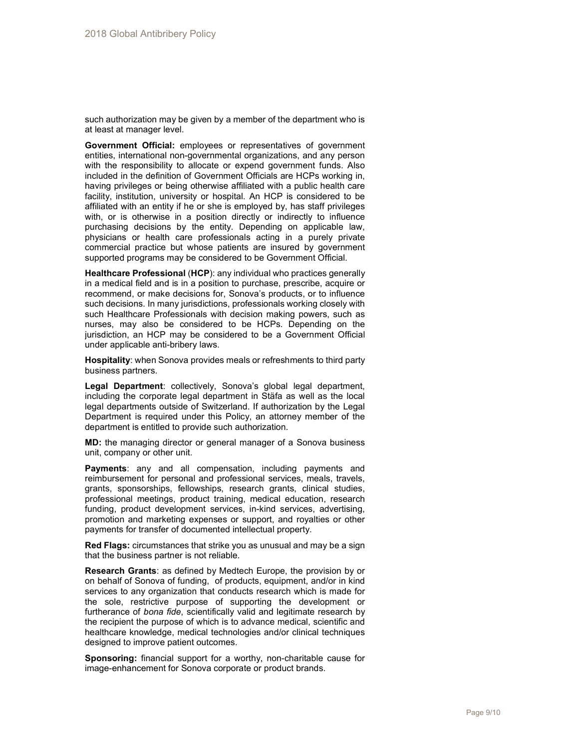such authorization may be given by a member of the department who is at least at manager level.

**Government Official:** employees or representatives of government entities, international non-governmental organizations, and any person with the responsibility to allocate or expend government funds. Also included in the definition of Government Officials are HCPs working in, having privileges or being otherwise affiliated with a public health care facility, institution, university or hospital. An HCP is considered to be affiliated with an entity if he or she is employed by, has staff privileges with, or is otherwise in a position directly or indirectly to influence purchasing decisions by the entity. Depending on applicable law, physicians or health care professionals acting in a purely private commercial practice but whose patients are insured by government supported programs may be considered to be Government Official.

**Healthcare Professional** (**HCP**): any individual who practices generally in a medical field and is in a position to purchase, prescribe, acquire or recommend, or make decisions for, Sonova's products, or to influence such decisions. In many jurisdictions, professionals working closely with such Healthcare Professionals with decision making powers, such as nurses, may also be considered to be HCPs. Depending on the jurisdiction, an HCP may be considered to be a Government Official under applicable anti-bribery laws.

**Hospitality**: when Sonova provides meals or refreshments to third party business partners.

**Legal Department**: collectively, Sonova's global legal department, including the corporate legal department in Stäfa as well as the local legal departments outside of Switzerland. If authorization by the Legal Department is required under this Policy, an attorney member of the department is entitled to provide such authorization.

**MD:** the managing director or general manager of a Sonova business unit, company or other unit.

**Payments**: any and all compensation, including payments and reimbursement for personal and professional services, meals, travels, grants, sponsorships, fellowships, research grants, clinical studies, professional meetings, product training, medical education, research funding, product development services, in-kind services, advertising, promotion and marketing expenses or support, and royalties or other payments for transfer of documented intellectual property.

**Red Flags:** circumstances that strike you as unusual and may be a sign that the business partner is not reliable.

**Research Grants**: as defined by Medtech Europe, the provision by or on behalf of Sonova of funding, of products, equipment, and/or in kind services to any organization that conducts research which is made for the sole, restrictive purpose of supporting the development or furtherance of *bona fide*, scientifically valid and legitimate research by the recipient the purpose of which is to advance medical, scientific and healthcare knowledge, medical technologies and/or clinical techniques designed to improve patient outcomes.

**Sponsoring:** financial support for a worthy, non-charitable cause for image-enhancement for Sonova corporate or product brands.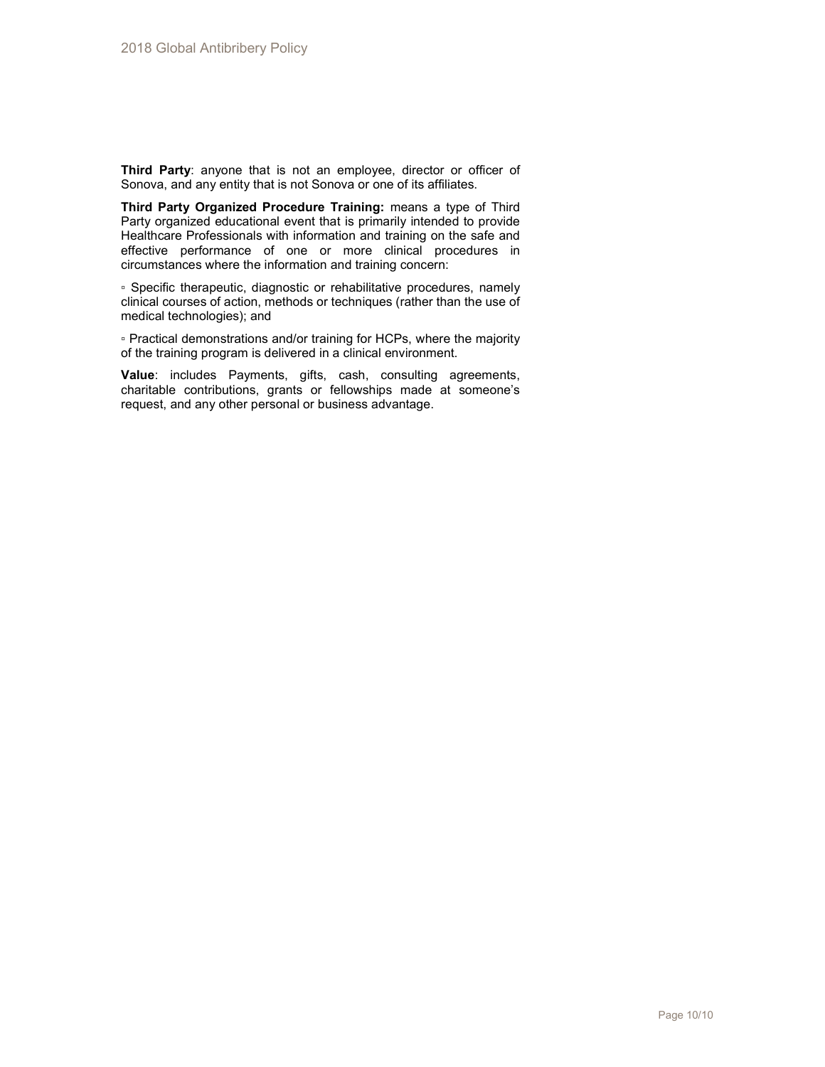**Third Party**: anyone that is not an employee, director or officer of Sonova, and any entity that is not Sonova or one of its affiliates.

**Third Party Organized Procedure Training:** means a type of Third Party organized educational event that is primarily intended to provide Healthcare Professionals with information and training on the safe and effective performance of one or more clinical procedures in circumstances where the information and training concern:

- Specific therapeutic, diagnostic or rehabilitative procedures, namely clinical courses of action, methods or techniques (rather than the use of medical technologies); and
- Practical demonstrations and/or training for HCPs, where the majority of the training program is delivered in a clinical environment.

**Value**: includes Payments, gifts, cash, consulting agreements, charitable contributions, grants or fellowships made at someone's request, and any other personal or business advantage.